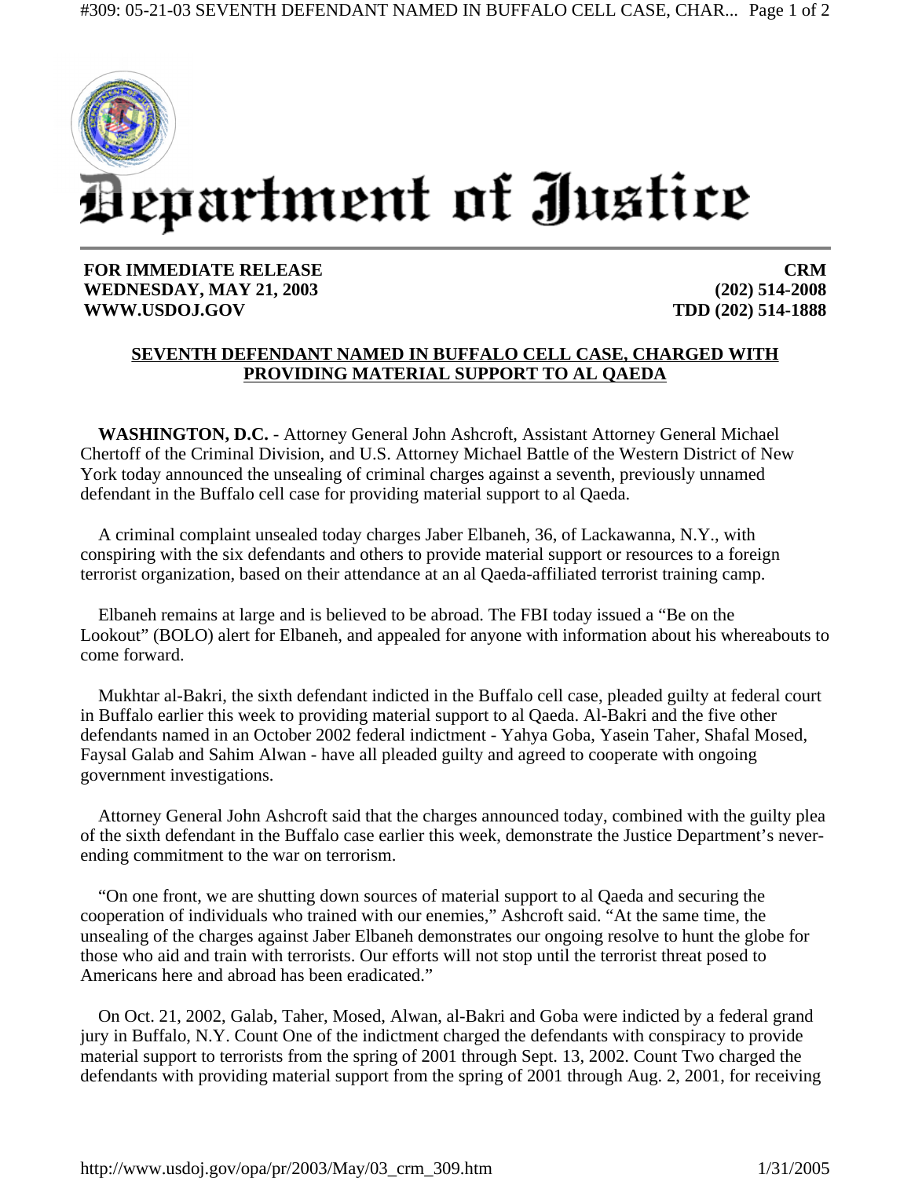# Department of Justice

**FOR IMMEDIATE RELEASE**
**WEDNESDAY, MAY 21, 2003**
**WWW.USDOJ.GOV**

**CRM**
**(202) 514-2008**
**TDD (202) 514-1888**

## SEVENTH DEFENDANT NAMED IN BUFFALO CELL CASE, CHARGED WITH PROVIDING MATERIAL SUPPORT TO AL QAEDA

**WASHINGTON, D.C.** - Attorney General John Ashcroft, Assistant Attorney General Michael Chertoff of the Criminal Division, and U.S. Attorney Michael Battle of the Western District of New York today announced the unsealing of criminal charges against a seventh, previously unnamed defendant in the Buffalo cell case for providing material support to al Qaeda.

A criminal complaint unsealed today charges Jaber Elbaneh, 36, of Lackawanna, N.Y., with conspiring with the six defendants and others to provide material support or resources to a foreign terrorist organization, based on their attendance at an al Qaeda-affiliated terrorist training camp.

Elbaneh remains at large and is believed to be abroad. The FBI today issued a "Be on the Lookout" (BOLO) alert for Elbaneh, and appealed for anyone with information about his whereabouts to come forward.

Mukhtar al-Bakri, the sixth defendant indicted in the Buffalo cell case, pleaded guilty at federal court in Buffalo earlier this week to providing material support to al Qaeda. Al-Bakri and the five other defendants named in an October 2002 federal indictment - Yahya Goba, Yasein Taher, Shafal Mosed, Faysal Galab and Sahim Alwan - have all pleaded guilty and agreed to cooperate with ongoing government investigations.

Attorney General John Ashcroft said that the charges announced today, combined with the guilty plea of the sixth defendant in the Buffalo case earlier this week, demonstrate the Justice Department's never-ending commitment to the war on terrorism.

"On one front, we are shutting down sources of material support to al Qaeda and securing the cooperation of individuals who trained with our enemies," Ashcroft said. "At the same time, the unsealing of the charges against Jaber Elbaneh demonstrates our ongoing resolve to hunt the globe for those who aid and train with terrorists. Our efforts will not stop until the terrorist threat posed to Americans here and abroad has been eradicated."

On Oct. 21, 2002, Galab, Taher, Mosed, Alwan, al-Bakri and Goba were indicted by a federal grand jury in Buffalo, N.Y. Count One of the indictment charged the defendants with conspiracy to provide material support to terrorists from the spring of 2001 through Sept. 13, 2002. Count Two charged the defendants with providing material support from the spring of 2001 through Aug. 2, 2001, for receiving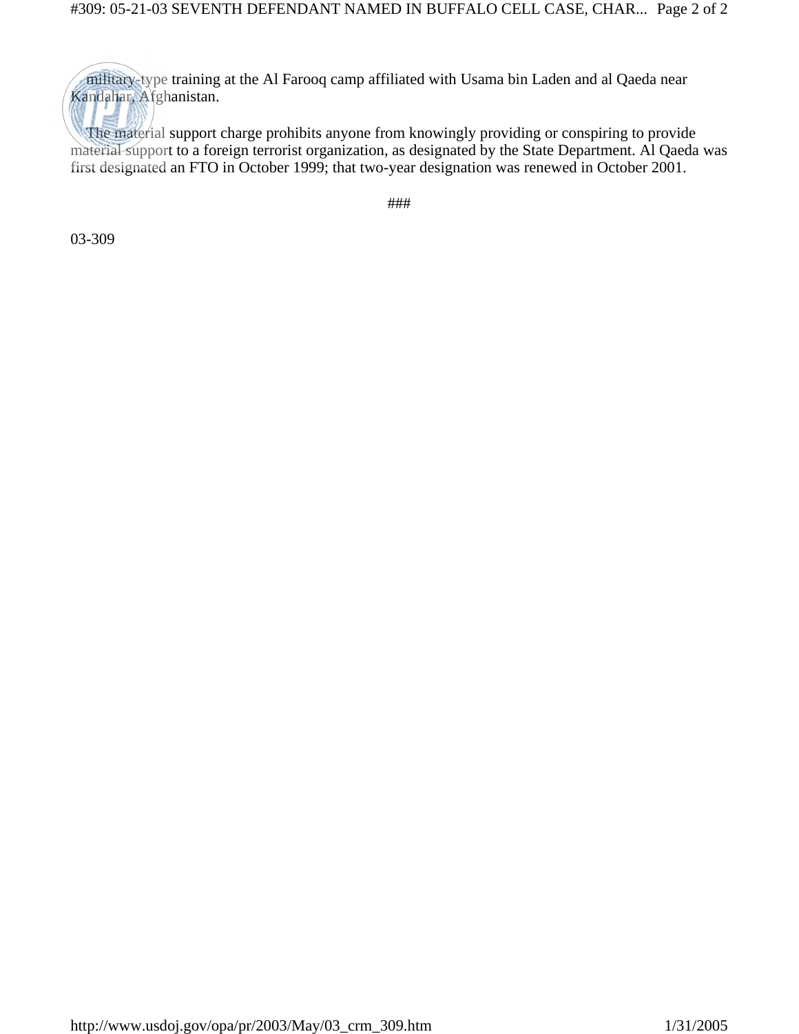military-type training at the Al Farooq camp affiliated with Usama bin Laden and al Qaeda near Kandahar, Afghanistan.

The material support charge prohibits anyone from knowingly providing or conspiring to provide material support to a foreign terrorist organization, as designated by the State Department. Al Qaeda was first designated an FTO in October 1999; that two-year designation was renewed in October 2001.

###

03-309